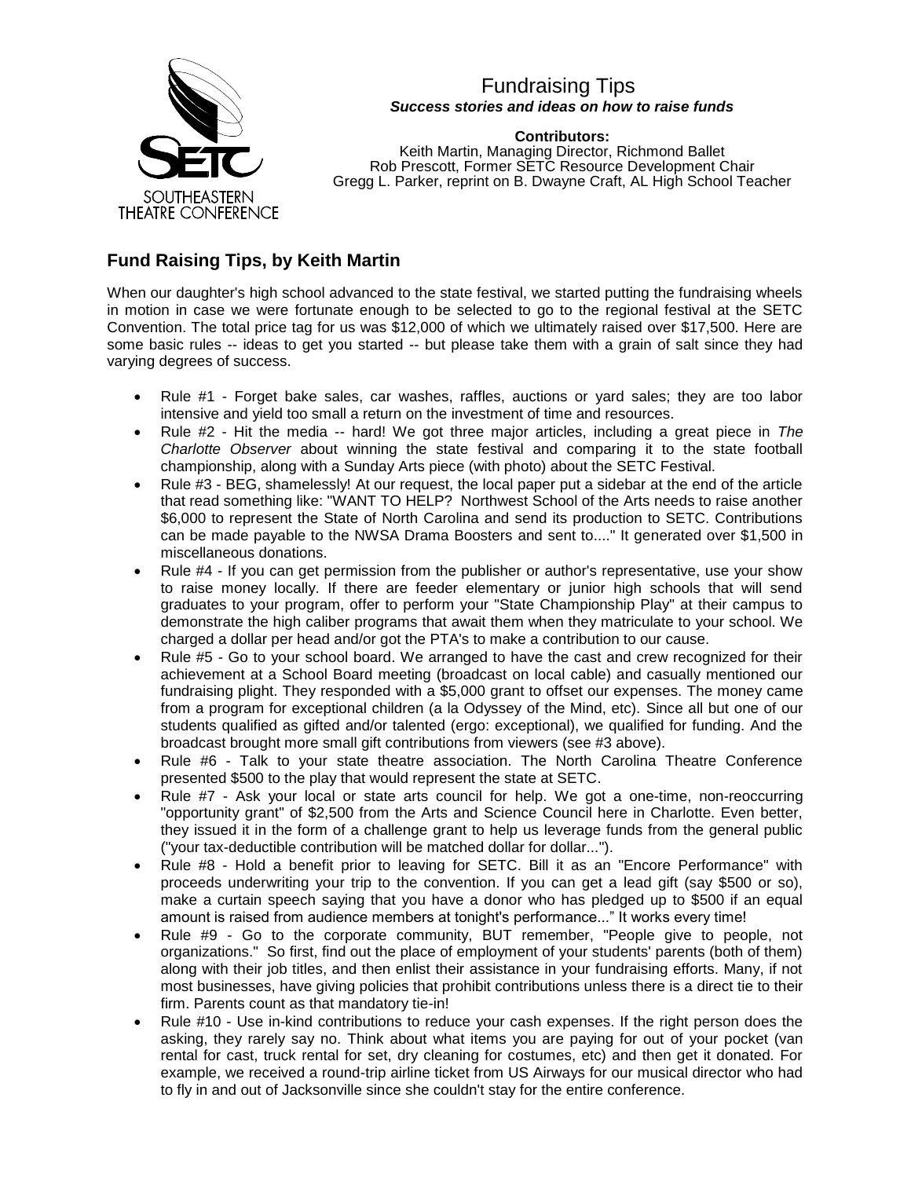SOUTHEASTERN THEATRE CONFERENCE

# Fundraising Tips

***Success stories and ideas on how to raise funds***

**Contributors:**
Keith Martin, Managing Director, Richmond Ballet
Rob Prescott, Former SETC Resource Development Chair
Gregg L. Parker, reprint on B. Dwayne Craft, AL High School Teacher

## Fund Raising Tips, by Keith Martin

When our daughter's high school advanced to the state festival, we started putting the fundraising wheels in motion in case we were fortunate enough to be selected to go to the regional festival at the SETC Convention. The total price tag for us was $12,000 of which we ultimately raised over $17,500. Here are some basic rules -- ideas to get you started -- but please take them with a grain of salt since they had varying degrees of success.

- Rule #1 - Forget bake sales, car washes, raffles, auctions or yard sales; they are too labor intensive and yield too small a return on the investment of time and resources.
- Rule #2 - Hit the media -- hard! We got three major articles, including a great piece in *The Charlotte Observer* about winning the state festival and comparing it to the state football championship, along with a Sunday Arts piece (with photo) about the SETC Festival.
- Rule #3 - BEG, shamelessly! At our request, the local paper put a sidebar at the end of the article that read something like: "WANT TO HELP? Northwest School of the Arts needs to raise another $6,000 to represent the State of North Carolina and send its production to SETC. Contributions can be made payable to the NWSA Drama Boosters and sent to...." It generated over $1,500 in miscellaneous donations.
- Rule #4 - If you can get permission from the publisher or author's representative, use your show to raise money locally. If there are feeder elementary or junior high schools that will send graduates to your program, offer to perform your "State Championship Play" at their campus to demonstrate the high caliber programs that await them when they matriculate to your school. We charged a dollar per head and/or got the PTA's to make a contribution to our cause.
- Rule #5 - Go to your school board. We arranged to have the cast and crew recognized for their achievement at a School Board meeting (broadcast on local cable) and casually mentioned our fundraising plight. They responded with a $5,000 grant to offset our expenses. The money came from a program for exceptional children (a la Odyssey of the Mind, etc). Since all but one of our students qualified as gifted and/or talented (ergo: exceptional), we qualified for funding. And the broadcast brought more small gift contributions from viewers (see #3 above).
- Rule #6 - Talk to your state theatre association. The North Carolina Theatre Conference presented $500 to the play that would represent the state at SETC.
- Rule #7 - Ask your local or state arts council for help. We got a one-time, non-reoccurring "opportunity grant" of $2,500 from the Arts and Science Council here in Charlotte. Even better, they issued it in the form of a challenge grant to help us leverage funds from the general public ("your tax-deductible contribution will be matched dollar for dollar...").
- Rule #8 - Hold a benefit prior to leaving for SETC. Bill it as an "Encore Performance" with proceeds underwriting your trip to the convention. If you can get a lead gift (say $500 or so), make a curtain speech saying that you have a donor who has pledged up to $500 if an equal amount is raised from audience members at tonight's performance..." It works every time!
- Rule #9 - Go to the corporate community, BUT remember, "People give to people, not organizations." So first, find out the place of employment of your students' parents (both of them) along with their job titles, and then enlist their assistance in your fundraising efforts. Many, if not most businesses, have giving policies that prohibit contributions unless there is a direct tie to their firm. Parents count as that mandatory tie-in!
- Rule #10 - Use in-kind contributions to reduce your cash expenses. If the right person does the asking, they rarely say no. Think about what items you are paying for out of your pocket (van rental for cast, truck rental for set, dry cleaning for costumes, etc) and then get it donated. For example, we received a round-trip airline ticket from US Airways for our musical director who had to fly in and out of Jacksonville since she couldn't stay for the entire conference.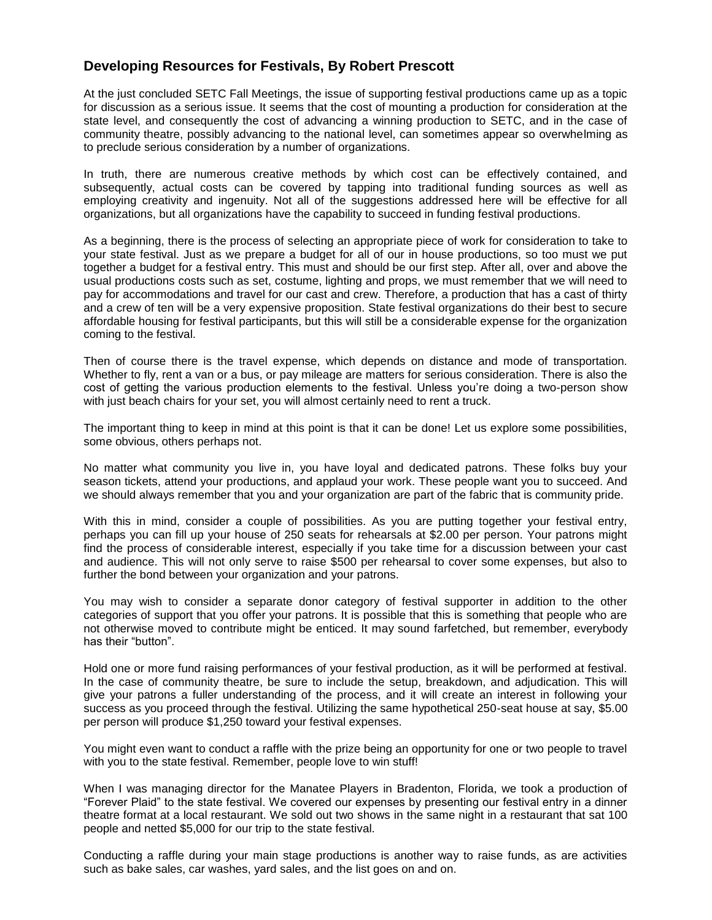### Developing Resources for Festivals, By Robert Prescott

At the just concluded SETC Fall Meetings, the issue of supporting festival productions came up as a topic for discussion as a serious issue. It seems that the cost of mounting a production for consideration at the state level, and consequently the cost of advancing a winning production to SETC, and in the case of community theatre, possibly advancing to the national level, can sometimes appear so overwhelming as to preclude serious consideration by a number of organizations.

In truth, there are numerous creative methods by which cost can be effectively contained, and subsequently, actual costs can be covered by tapping into traditional funding sources as well as employing creativity and ingenuity. Not all of the suggestions addressed here will be effective for all organizations, but all organizations have the capability to succeed in funding festival productions.

As a beginning, there is the process of selecting an appropriate piece of work for consideration to take to your state festival. Just as we prepare a budget for all of our in house productions, so too must we put together a budget for a festival entry. This must and should be our first step. After all, over and above the usual productions costs such as set, costume, lighting and props, we must remember that we will need to pay for accommodations and travel for our cast and crew. Therefore, a production that has a cast of thirty and a crew of ten will be a very expensive proposition. State festival organizations do their best to secure affordable housing for festival participants, but this will still be a considerable expense for the organization coming to the festival.

Then of course there is the travel expense, which depends on distance and mode of transportation. Whether to fly, rent a van or a bus, or pay mileage are matters for serious consideration. There is also the cost of getting the various production elements to the festival. Unless you're doing a two-person show with just beach chairs for your set, you will almost certainly need to rent a truck.

The important thing to keep in mind at this point is that it can be done! Let us explore some possibilities, some obvious, others perhaps not.

No matter what community you live in, you have loyal and dedicated patrons. These folks buy your season tickets, attend your productions, and applaud your work. These people want you to succeed. And we should always remember that you and your organization are part of the fabric that is community pride.

With this in mind, consider a couple of possibilities. As you are putting together your festival entry, perhaps you can fill up your house of 250 seats for rehearsals at $2.00 per person. Your patrons might find the process of considerable interest, especially if you take time for a discussion between your cast and audience. This will not only serve to raise $500 per rehearsal to cover some expenses, but also to further the bond between your organization and your patrons.

You may wish to consider a separate donor category of festival supporter in addition to the other categories of support that you offer your patrons. It is possible that this is something that people who are not otherwise moved to contribute might be enticed. It may sound farfetched, but remember, everybody has their "button".

Hold one or more fund raising performances of your festival production, as it will be performed at festival. In the case of community theatre, be sure to include the setup, breakdown, and adjudication. This will give your patrons a fuller understanding of the process, and it will create an interest in following your success as you proceed through the festival. Utilizing the same hypothetical 250-seat house at say, $5.00 per person will produce $1,250 toward your festival expenses.

You might even want to conduct a raffle with the prize being an opportunity for one or two people to travel with you to the state festival. Remember, people love to win stuff!

When I was managing director for the Manatee Players in Bradenton, Florida, we took a production of "Forever Plaid" to the state festival. We covered our expenses by presenting our festival entry in a dinner theatre format at a local restaurant. We sold out two shows in the same night in a restaurant that sat 100 people and netted $5,000 for our trip to the state festival.

Conducting a raffle during your main stage productions is another way to raise funds, as are activities such as bake sales, car washes, yard sales, and the list goes on and on.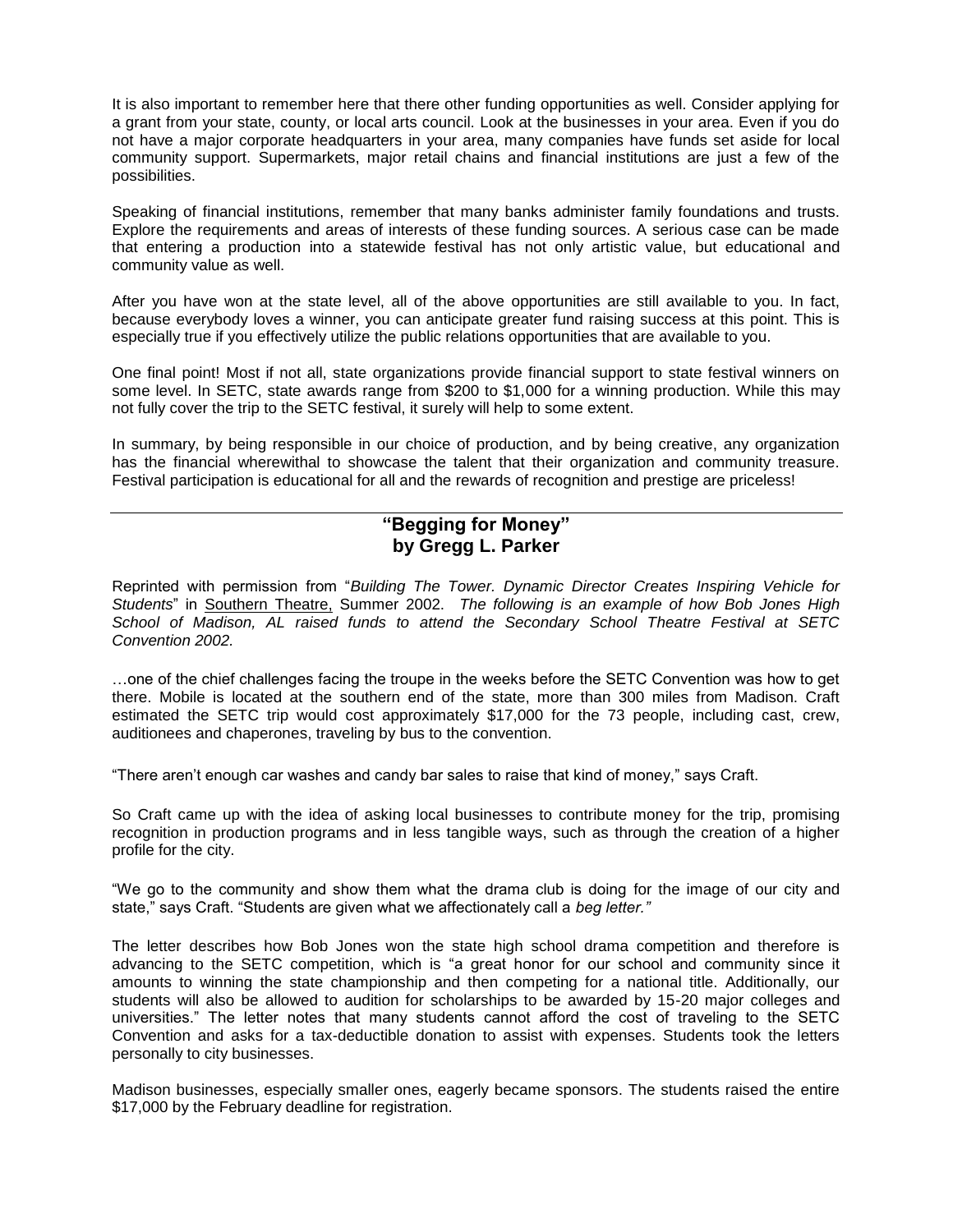It is also important to remember here that there other funding opportunities as well. Consider applying for a grant from your state, county, or local arts council. Look at the businesses in your area. Even if you do not have a major corporate headquarters in your area, many companies have funds set aside for local community support. Supermarkets, major retail chains and financial institutions are just a few of the possibilities.

Speaking of financial institutions, remember that many banks administer family foundations and trusts. Explore the requirements and areas of interests of these funding sources. A serious case can be made that entering a production into a statewide festival has not only artistic value, but educational and community value as well.

After you have won at the state level, all of the above opportunities are still available to you. In fact, because everybody loves a winner, you can anticipate greater fund raising success at this point. This is especially true if you effectively utilize the public relations opportunities that are available to you.

One final point! Most if not all, state organizations provide financial support to state festival winners on some level. In SETC, state awards range from $200 to $1,000 for a winning production. While this may not fully cover the trip to the SETC festival, it surely will help to some extent.

In summary, by being responsible in our choice of production, and by being creative, any organization has the financial wherewithal to showcase the talent that their organization and community treasure. Festival participation is educational for all and the rewards of recognition and prestige are priceless!

---

## "Begging for Money"
## by Gregg L. Parker

Reprinted with permission from "*Building The Tower. Dynamic Director Creates Inspiring Vehicle for Students*" in Southern Theatre, Summer 2002. *The following is an example of how Bob Jones High School of Madison, AL raised funds to attend the Secondary School Theatre Festival at SETC Convention 2002.*

…one of the chief challenges facing the troupe in the weeks before the SETC Convention was how to get there. Mobile is located at the southern end of the state, more than 300 miles from Madison. Craft estimated the SETC trip would cost approximately $17,000 for the 73 people, including cast, crew, auditionees and chaperones, traveling by bus to the convention.

"There aren't enough car washes and candy bar sales to raise that kind of money," says Craft.

So Craft came up with the idea of asking local businesses to contribute money for the trip, promising recognition in production programs and in less tangible ways, such as through the creation of a higher profile for the city.

"We go to the community and show them what the drama club is doing for the image of our city and state," says Craft. "Students are given what we affectionately call a *beg letter."*

The letter describes how Bob Jones won the state high school drama competition and therefore is advancing to the SETC competition, which is "a great honor for our school and community since it amounts to winning the state championship and then competing for a national title. Additionally, our students will also be allowed to audition for scholarships to be awarded by 15-20 major colleges and universities." The letter notes that many students cannot afford the cost of traveling to the SETC Convention and asks for a tax-deductible donation to assist with expenses. Students took the letters personally to city businesses.

Madison businesses, especially smaller ones, eagerly became sponsors. The students raised the entire $17,000 by the February deadline for registration.